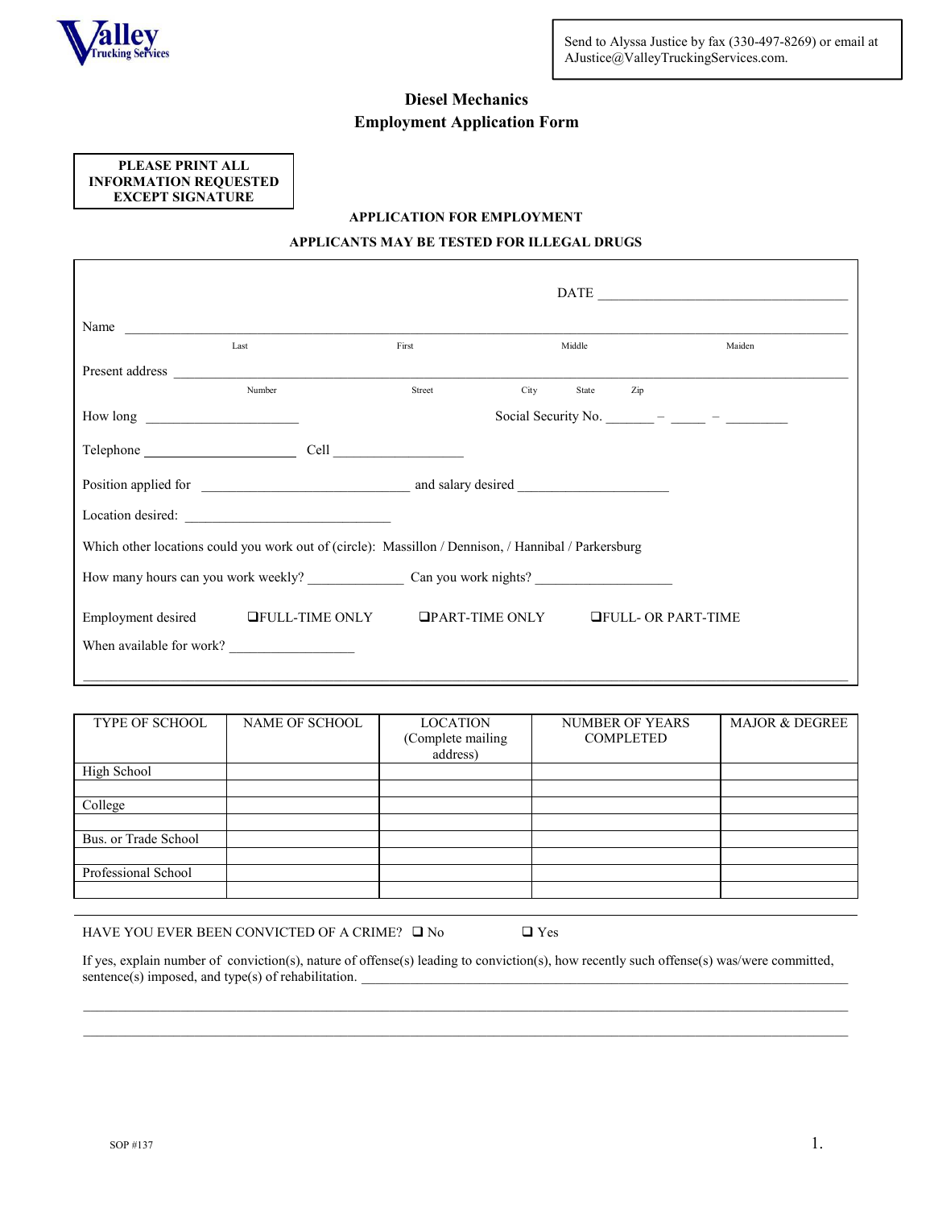Valley Trucking Services

Send to Alyssa Justice by fax (330-497-8269) or email at AJustice@ValleyTruckingServices.com.

# Diesel Mechanics
# Employment Application Form

**PLEASE PRINT ALL INFORMATION REQUESTED EXCEPT SIGNATURE**

**APPLICATION FOR EMPLOYMENT**

**APPLICANTS MAY BE TESTED FOR ILLEGAL DRUGS**

DATE ______________________________

Name ____________________________________________________________
Last First Middle Maiden

Present address ____________________________________________________
Number Street City State Zip

How long ____________________ Social Security No. ______ – _____ – ________

Telephone ____________________ Cell __________________

Position applied for ____________________________ and salary desired ____________________

Location desired: ____________________________

Which other locations could you work out of (circle): Massillon / Dennison, / Hannibal / Parkersburg

How many hours can you work weekly? ____________ Can you work nights? __________________

Employment desired ❑FULL-TIME ONLY ❑PART-TIME ONLY ❑FULL- OR PART-TIME

When available for work? ________________

| TYPE OF SCHOOL | NAME OF SCHOOL | LOCATION (Complete mailing address) | NUMBER OF YEARS COMPLETED | MAJOR & DEGREE |
|---|---|---|---|---|
| High School | | | | |
| | | | | |
| College | | | | |
| | | | | |
| Bus. or Trade School | | | | |
| | | | | |
| Professional School | | | | |
| | | | | |

HAVE YOU EVER BEEN CONVICTED OF A CRIME? ❑ No ❑ Yes

If yes, explain number of conviction(s), nature of offense(s) leading to conviction(s), how recently such offense(s) was/were committed, sentence(s) imposed, and type(s) of rehabilitation. ____________________________________________

______________________________________________________________________________

______________________________________________________________________________

SOP #137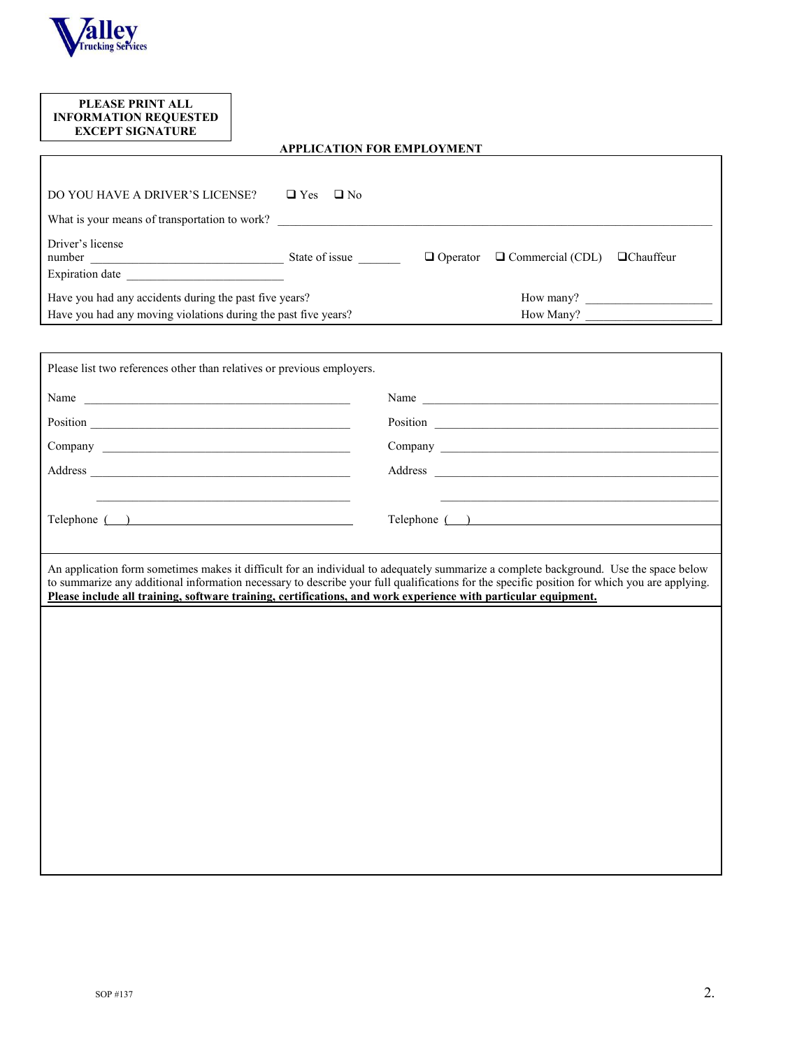Valley Trucking Services

**PLEASE PRINT ALL INFORMATION REQUESTED EXCEPT SIGNATURE**

## APPLICATION FOR EMPLOYMENT

DO YOU HAVE A DRIVER'S LICENSE? ❑ Yes ❑ No

What is your means of transportation to work? ______________________________

Driver's license number ______________________ State of issue _______ ❑ Operator ❑ Commercial (CDL) ❑ Chauffeur

Expiration date ______________________

Have you had any accidents during the past five years? How many? ____________

Have you had any moving violations during the past five years? How Many? ____________

Please list two references other than relatives or previous employers.

| | |
|---|---|
| Name ______________________ | Name ______________________ |
| Position ______________________ | Position ______________________ |
| Company ______________________ | Company ______________________ |
| Address ______________________ | Address ______________________ |
| ______________________ | ______________________ |
| Telephone ( ) ______________________ | Telephone ( ) ______________________ |

An application form sometimes makes it difficult for an individual to adequately summarize a complete background. Use the space below to summarize any additional information necessary to describe your full qualifications for the specific position for which you are applying. **Please include all training, software training, certifications, and work experience with particular equipment.**

SOP #137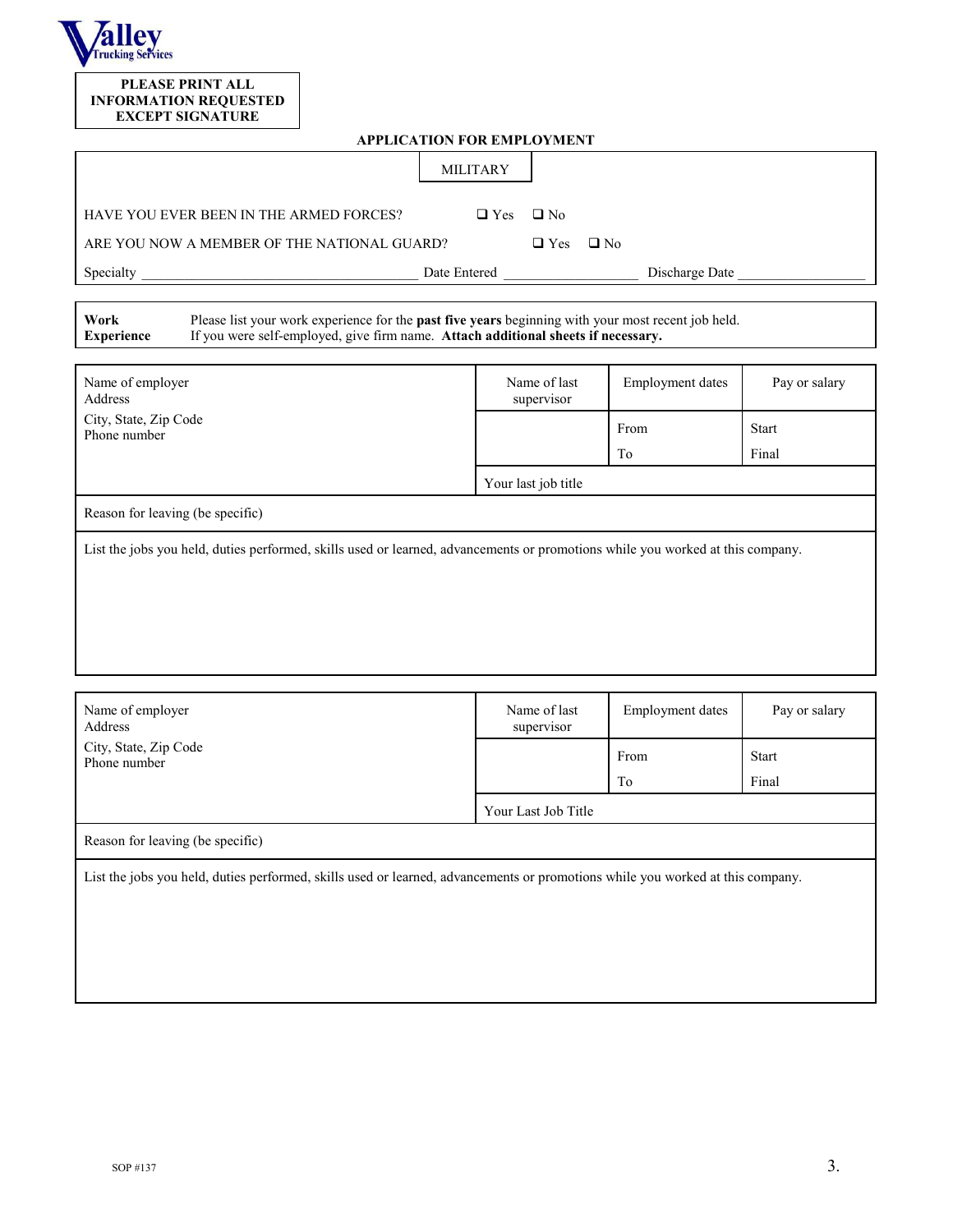Valley Trucking Services

**PLEASE PRINT ALL INFORMATION REQUESTED EXCEPT SIGNATURE**

**APPLICATION FOR EMPLOYMENT**

## MILITARY

HAVE YOU EVER BEEN IN THE ARMED FORCES? ❑ Yes ❑ No

ARE YOU NOW A MEMBER OF THE NATIONAL GUARD? ❑ Yes ❑ No

Specialty ______________________ Date Entered ______________ Discharge Date ______________

| **Work Experience** | Please list your work experience for the **past five years** beginning with your most recent job held. If you were self-employed, give firm name. **Attach additional sheets if necessary.** |
|---|---|

| Name of employer<br>Address<br>City, State, Zip Code<br>Phone number | Name of last supervisor | Employment dates | Pay or salary |
|---|---|---|---|
| | | From<br>To | Start<br>Final |
| | Your last job title | | |
| Reason for leaving (be specific) | | | |
| List the jobs you held, duties performed, skills used or learned, advancements or promotions while you worked at this company. | | | |

| Name of employer<br>Address<br>City, State, Zip Code<br>Phone number | Name of last supervisor | Employment dates | Pay or salary |
|---|---|---|---|
| | | From<br>To | Start<br>Final |
| | Your Last Job Title | | |
| Reason for leaving (be specific) | | | |
| List the jobs you held, duties performed, skills used or learned, advancements or promotions while you worked at this company. | | | |

SOP #137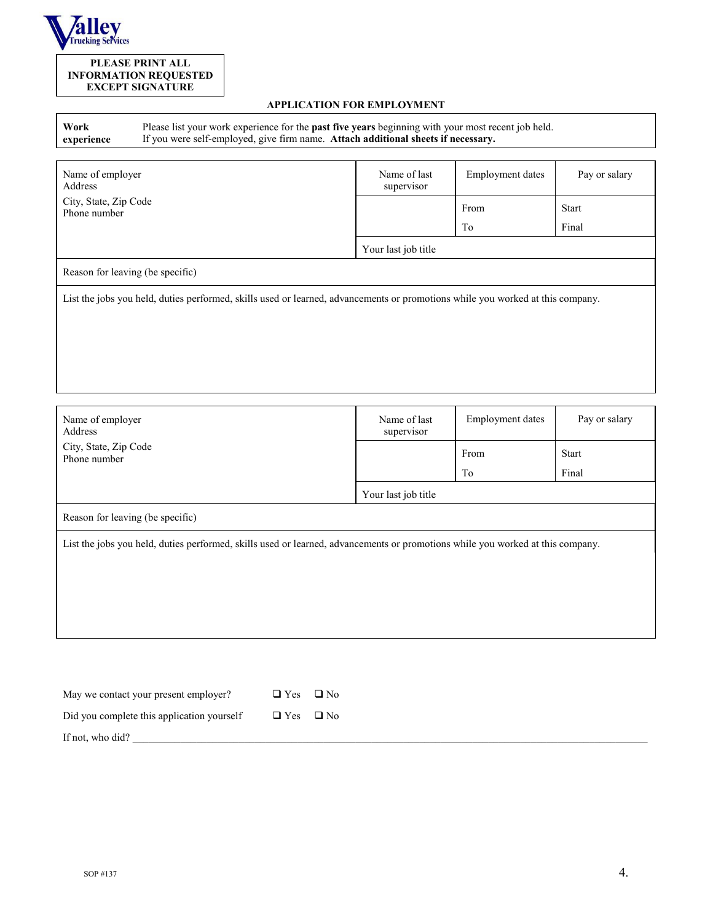Valley Trucking Services

**PLEASE PRINT ALL INFORMATION REQUESTED EXCEPT SIGNATURE**

## APPLICATION FOR EMPLOYMENT

| **Work experience** | Please list your work experience for the **past five years** beginning with your most recent job held. If you were self-employed, give firm name. **Attach additional sheets if necessary.** |
|---|---|

| Name of employer<br>Address<br>City, State, Zip Code<br>Phone number | Name of last supervisor | Employment dates | Pay or salary |
|---|---|---|---|
| | | From<br>To | Start<br>Final |
| | Your last job title | | |
| Reason for leaving (be specific) | | | |
| List the jobs you held, duties performed, skills used or learned, advancements or promotions while you worked at this company. | | | |

| Name of employer<br>Address<br>City, State, Zip Code<br>Phone number | Name of last supervisor | Employment dates | Pay or salary |
|---|---|---|---|
| | | From<br>To | Start<br>Final |
| | Your last job title | | |
| Reason for leaving (be specific) | | | |
| List the jobs you held, duties performed, skills used or learned, advancements or promotions while you worked at this company. | | | |

May we contact your present employer? ☐ Yes ☐ No

Did you complete this application yourself ☐ Yes ☐ No

If not, who did? ____________________________________________

SOP #137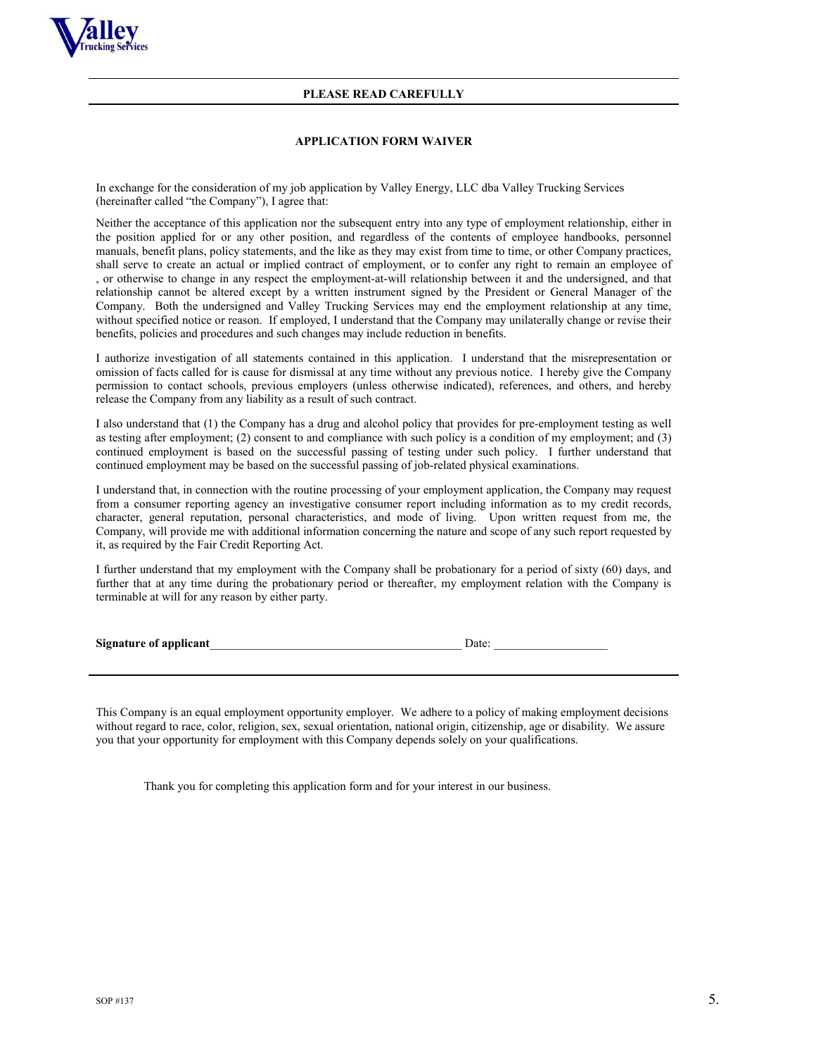Valley Trucking Services

**PLEASE READ CAREFULLY**

**APPLICATION FORM WAIVER**

In exchange for the consideration of my job application by Valley Energy, LLC dba Valley Trucking Services (hereinafter called "the Company"), I agree that:

Neither the acceptance of this application nor the subsequent entry into any type of employment relationship, either in the position applied for or any other position, and regardless of the contents of employee handbooks, personnel manuals, benefit plans, policy statements, and the like as they may exist from time to time, or other Company practices, shall serve to create an actual or implied contract of employment, or to confer any right to remain an employee of , or otherwise to change in any respect the employment-at-will relationship between it and the undersigned, and that relationship cannot be altered except by a written instrument signed by the President or General Manager of the Company. Both the undersigned and Valley Trucking Services may end the employment relationship at any time, without specified notice or reason. If employed, I understand that the Company may unilaterally change or revise their benefits, policies and procedures and such changes may include reduction in benefits.

I authorize investigation of all statements contained in this application. I understand that the misrepresentation or omission of facts called for is cause for dismissal at any time without any previous notice. I hereby give the Company permission to contact schools, previous employers (unless otherwise indicated), references, and others, and hereby release the Company from any liability as a result of such contract.

I also understand that (1) the Company has a drug and alcohol policy that provides for pre-employment testing as well as testing after employment; (2) consent to and compliance with such policy is a condition of my employment; and (3) continued employment is based on the successful passing of testing under such policy. I further understand that continued employment may be based on the successful passing of job-related physical examinations.

I understand that, in connection with the routine processing of your employment application, the Company may request from a consumer reporting agency an investigative consumer report including information as to my credit records, character, general reputation, personal characteristics, and mode of living. Upon written request from me, the Company, will provide me with additional information concerning the nature and scope of any such report requested by it, as required by the Fair Credit Reporting Act.

I further understand that my employment with the Company shall be probationary for a period of sixty (60) days, and further that at any time during the probationary period or thereafter, my employment relation with the Company is terminable at will for any reason by either party.

**Signature of applicant**_________________________________________ Date: ___________________

---

This Company is an equal employment opportunity employer. We adhere to a policy of making employment decisions without regard to race, color, religion, sex, sexual orientation, national origin, citizenship, age or disability. We assure you that your opportunity for employment with this Company depends solely on your qualifications.

Thank you for completing this application form and for your interest in our business.

SOP #137